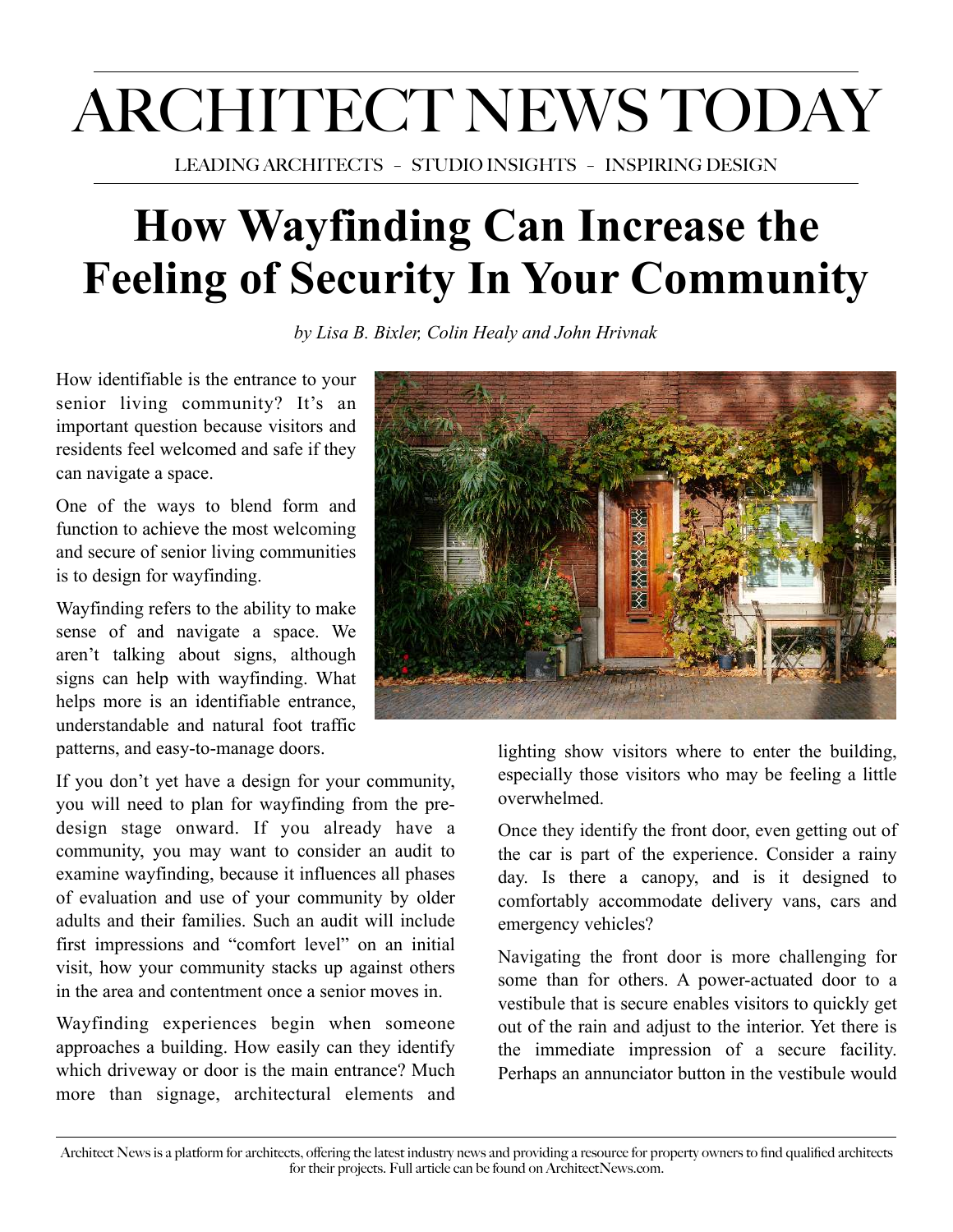# ARCHITECT NEWS TODAY

LEADING ARCHITECTS - STUDIO INSIGHTS - INSPIRING DESIGN

## How Wayfinding Can Increase the Feeling of Security In Your Community

*by Lisa B. Bixler, Colin Healy and John Hrivnak*

How identifiable is the entrance to your senior living community? It's an important question because visitors and residents feel welcomed and safe if they can navigate a space.

One of the ways to blend form and function to achieve the most welcoming and secure of senior living communities is to design for wayfinding.

Wayfinding refers to the ability to make sense of and navigate a space. We aren't talking about signs, although signs can help with wayfinding. What helps more is an identifiable entrance, understandable and natural foot traffic patterns, and easy-to-manage doors.

If you don't yet have a design for your community, you will need to plan for wayfinding from the pre-design stage onward. If you already have a community, you may want to consider an audit to examine wayfinding, because it influences all phases of evaluation and use of your community by older adults and their families. Such an audit will include first impressions and "comfort level" on an initial visit, how your community stacks up against others in the area and contentment once a senior moves in.

Wayfinding experiences begin when someone approaches a building. How easily can they identify which driveway or door is the main entrance? Much more than signage, architectural elements and lighting show visitors where to enter the building, especially those visitors who may be feeling a little overwhelmed.

Once they identify the front door, even getting out of the car is part of the experience. Consider a rainy day. Is there a canopy, and is it designed to comfortably accommodate delivery vans, cars and emergency vehicles?

Navigating the front door is more challenging for some than for others. A power-actuated door to a vestibule that is secure enables visitors to quickly get out of the rain and adjust to the interior. Yet there is the immediate impression of a secure facility. Perhaps an annunciator button in the vestibule would

Architect News is a platform for architects, offering the latest industry news and providing a resource for property owners to find qualified architects for their projects. Full article can be found on ArchitectNews.com.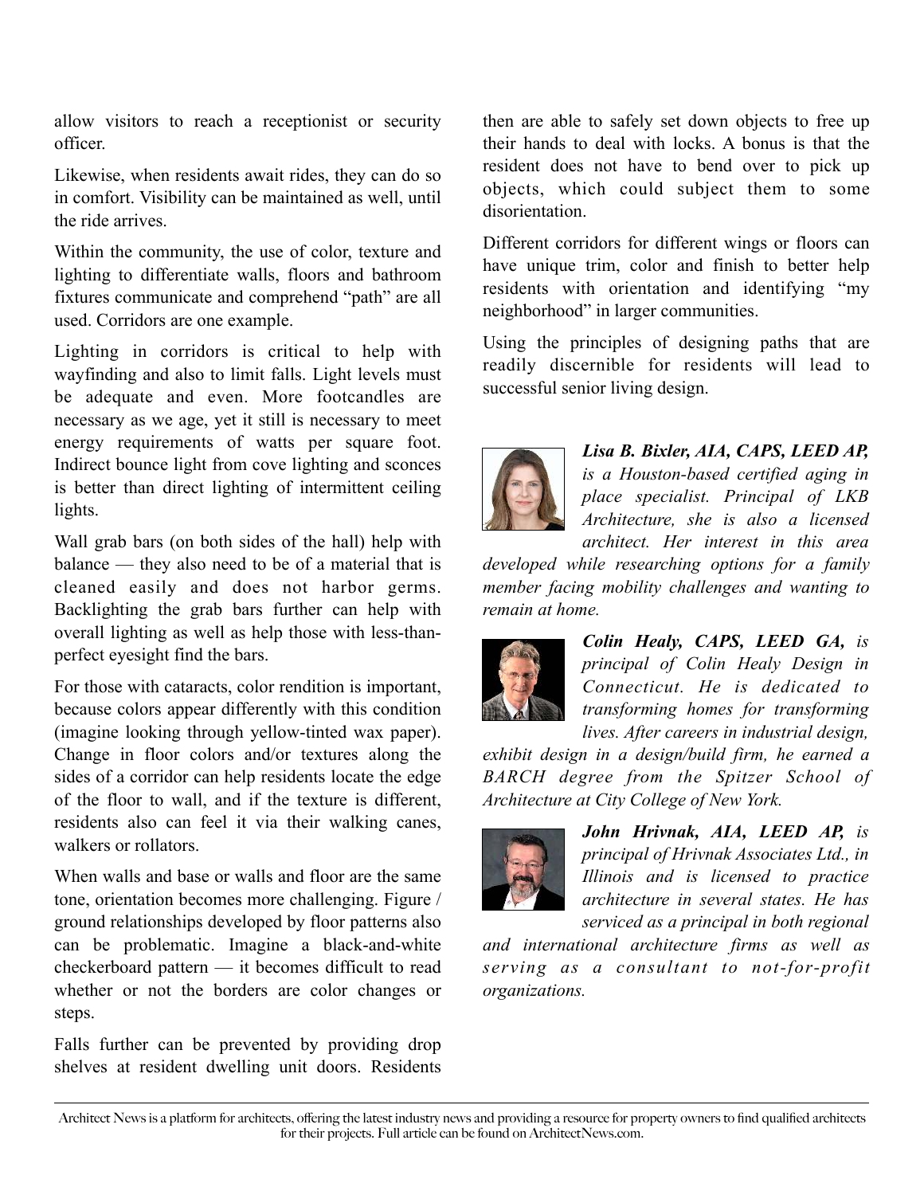allow visitors to reach a receptionist or security officer.

Likewise, when residents await rides, they can do so in comfort. Visibility can be maintained as well, until the ride arrives.

Within the community, the use of color, texture and lighting to differentiate walls, floors and bathroom fixtures communicate and comprehend "path" are all used. Corridors are one example.

Lighting in corridors is critical to help with wayfinding and also to limit falls. Light levels must be adequate and even. More footcandles are necessary as we age, yet it still is necessary to meet energy requirements of watts per square foot. Indirect bounce light from cove lighting and sconces is better than direct lighting of intermittent ceiling lights.

Wall grab bars (on both sides of the hall) help with balance — they also need to be of a material that is cleaned easily and does not harbor germs. Backlighting the grab bars further can help with overall lighting as well as help those with less-than-perfect eyesight find the bars.

For those with cataracts, color rendition is important, because colors appear differently with this condition (imagine looking through yellow-tinted wax paper). Change in floor colors and/or textures along the sides of a corridor can help residents locate the edge of the floor to wall, and if the texture is different, residents also can feel it via their walking canes, walkers or rollators.

When walls and base or walls and floor are the same tone, orientation becomes more challenging. Figure / ground relationships developed by floor patterns also can be problematic. Imagine a black-and-white checkerboard pattern — it becomes difficult to read whether or not the borders are color changes or steps.

Falls further can be prevented by providing drop shelves at resident dwelling unit doors. Residents then are able to safely set down objects to free up their hands to deal with locks. A bonus is that the resident does not have to bend over to pick up objects, which could subject them to some disorientation.

Different corridors for different wings or floors can have unique trim, color and finish to better help residents with orientation and identifying "my neighborhood" in larger communities.

Using the principles of designing paths that are readily discernible for residents will lead to successful senior living design.

***Lisa B. Bixler, AIA, CAPS, LEED AP,*** *is a Houston-based certified aging in place specialist. Principal of LKB Architecture, she is also a licensed architect. Her interest in this area developed while researching options for a family member facing mobility challenges and wanting to remain at home.*

***Colin Healy, CAPS, LEED GA,*** *is principal of Colin Healy Design in Connecticut. He is dedicated to transforming homes for transforming lives. After careers in industrial design, exhibit design in a design/build firm, he earned a BARCH degree from the Spitzer School of Architecture at City College of New York.*

***John Hrivnak, AIA, LEED AP,*** *is principal of Hrivnak Associates Ltd., in Illinois and is licensed to practice architecture in several states. He has serviced as a principal in both regional and international architecture firms as well as serving as a consultant to not-for-profit organizations.*

Architect News is a platform for architects, offering the latest industry news and providing a resource for property owners to find qualified architects for their projects. Full article can be found on ArchitectNews.com.